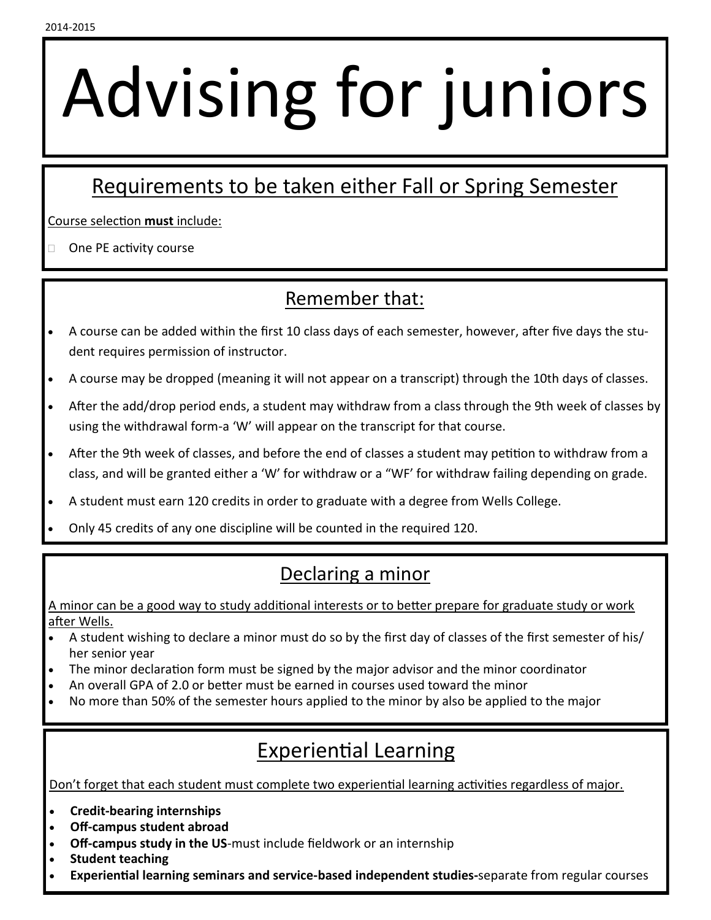2014-2015

# Advising for juniors

## Requirements to be taken either Fall or Spring Semester

Course selection **must** include:

- One PE activity course

## Remember that:

- A course can be added within the first 10 class days of each semester, however, after five days the student requires permission of instructor.
- A course may be dropped (meaning it will not appear on a transcript) through the 10th days of classes.
- After the add/drop period ends, a student may withdraw from a class through the 9th week of classes by using the withdrawal form-a 'W' will appear on the transcript for that course.
- After the 9th week of classes, and before the end of classes a student may petition to withdraw from a class, and will be granted either a 'W' for withdraw or a "WF' for withdraw failing depending on grade.
- A student must earn 120 credits in order to graduate with a degree from Wells College.
- Only 45 credits of any one discipline will be counted in the required 120.

## Declaring a minor

A minor can be a good way to study additional interests or to better prepare for graduate study or work after Wells.

- A student wishing to declare a minor must do so by the first day of classes of the first semester of his/her senior year
- The minor declaration form must be signed by the major advisor and the minor coordinator
- An overall GPA of 2.0 or better must be earned in courses used toward the minor
- No more than 50% of the semester hours applied to the minor by also be applied to the major

## Experiential Learning

Don't forget that each student must complete two experiential learning activities regardless of major.

- **Credit-bearing internships**
- **Off-campus student abroad**
- **Off-campus study in the US**-must include fieldwork or an internship
- **Student teaching**
- **Experiential learning seminars and service-based independent studies-**separate from regular courses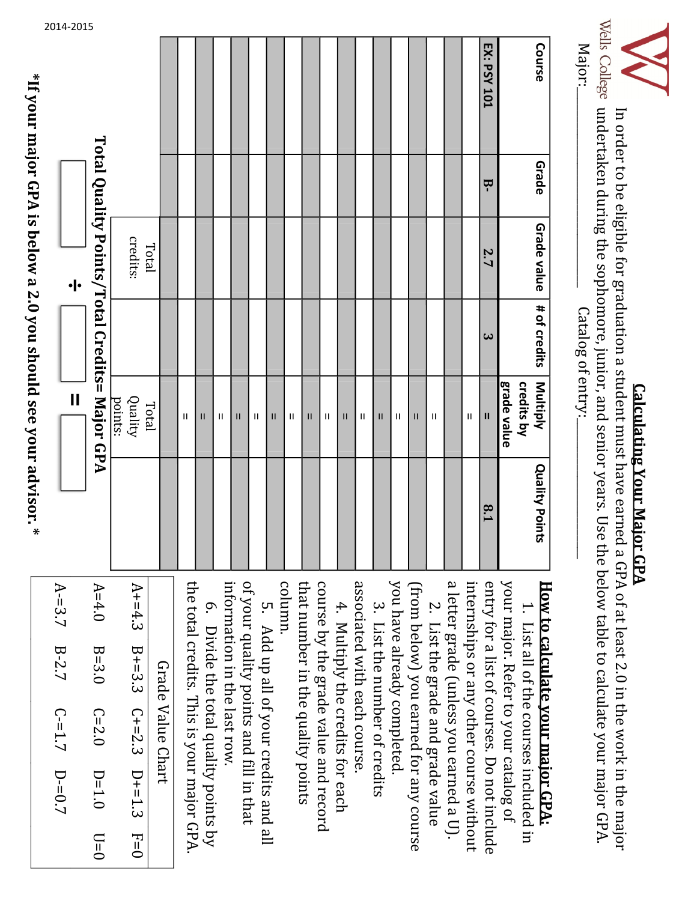# Calculating Your Major GPA

Wells College

In order to be eligible for graduation a student must have earned a GPA of at least 2.0 in the work in the major undertaken during the sophomore, junior, and senior years. Use the below table to calculate your major GPA.

Major:_____________ Catalog of entry:_____________

| Course | Grade | Grade value | # of credits | Multiply credits by grade value | Quality Points |
|---|---|---|---|---|---|
| **EX: PSY 101** | **B-** | **2.7** | **3** | **=** | **8.1** |
| | | | | = | |
| | | | | = | |
| | | | | = | |
| | | | | = | |
| | | | | = | |
| | | | | = | |
| | | | | = | |
| | | | | = | |
| | | | | = | |
| | | | | = | |
| | | | | = | |
| | | | | = | |
| | | | | = | |
| | | | | = | |
| | | | | = | |
| | | Total credits: | | Total Quality points: | |

**Total Quality Points/Total Credits= Major GPA**

_____ ÷ _____ = _____

## How to calculate your major GPA:

1. List all of the courses included in your major. Refer to your catalog of entry for a list of courses. Do not include internships or any other course without a letter grade (unless you earned a U).
2. List the grade and grade value (from below) you earned for any course you have already completed.
3. List the number of credits associated with each course.
4. Multiply the credits for each course by the grade value and record that number in the quality points column.
5. Add up all of your credits and all of your quality points and fill in that information in the last row.
6. Divide the total quality points by the total credits. This is your major GPA.

**Grade Value Chart**

| | | | | |
|---|---|---|---|---|
| A+=4.3 | B+=3.3 | C+=2.3 | D+=1.3 | F=0 |
| A=4.0 | B=3.0 | C=2.0 | D=1.0 | U=0 |
| A-=3.7 | B-2.7 | C-=1.7 | D-=0.7 | |

**\*If your major GPA is below a 2.0 you should see your advisor.\***